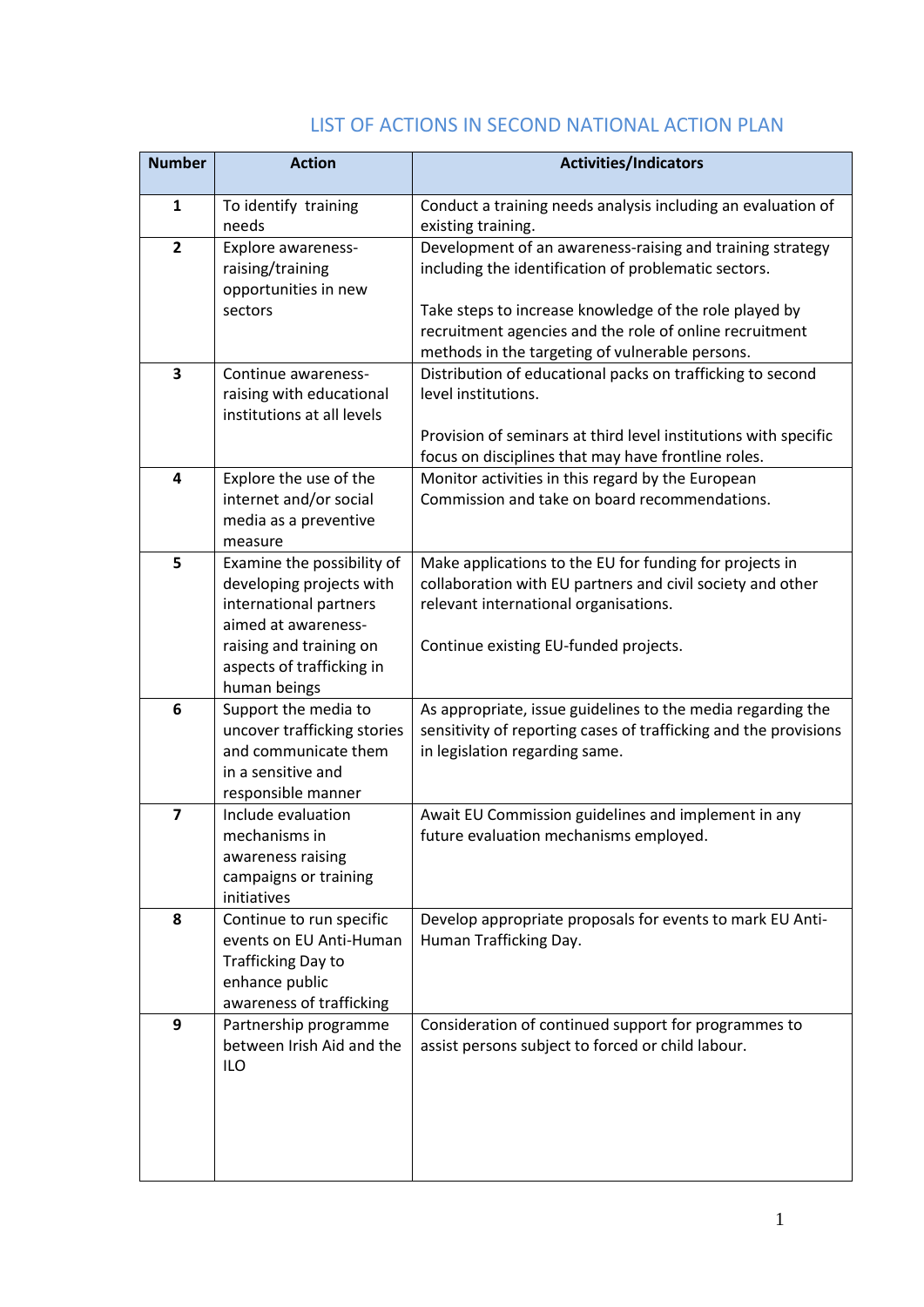# LIST OF ACTIONS IN SECOND NATIONAL ACTION PLAN

| Number | Action | Activities/Indicators |
|---|---|---|
| **1** | To identify training needs | Conduct a training needs analysis including an evaluation of existing training. |
| **2** | Explore awareness-raising/training opportunities in new sectors | Development of an awareness-raising and training strategy including the identification of problematic sectors.<br><br>Take steps to increase knowledge of the role played by recruitment agencies and the role of online recruitment methods in the targeting of vulnerable persons. |
| **3** | Continue awareness-raising with educational institutions at all levels | Distribution of educational packs on trafficking to second level institutions.<br><br>Provision of seminars at third level institutions with specific focus on disciplines that may have frontline roles. |
| **4** | Explore the use of the internet and/or social media as a preventive measure | Monitor activities in this regard by the European Commission and take on board recommendations. |
| **5** | Examine the possibility of developing projects with international partners aimed at awareness-raising and training on aspects of trafficking in human beings | Make applications to the EU for funding for projects in collaboration with EU partners and civil society and other relevant international organisations.<br><br>Continue existing EU-funded projects. |
| **6** | Support the media to uncover trafficking stories and communicate them in a sensitive and responsible manner | As appropriate, issue guidelines to the media regarding the sensitivity of reporting cases of trafficking and the provisions in legislation regarding same. |
| **7** | Include evaluation mechanisms in awareness raising campaigns or training initiatives | Await EU Commission guidelines and implement in any future evaluation mechanisms employed. |
| **8** | Continue to run specific events on EU Anti-Human Trafficking Day to enhance public awareness of trafficking | Develop appropriate proposals for events to mark EU Anti-Human Trafficking Day. |
| **9** | Partnership programme between Irish Aid and the ILO | Consideration of continued support for programmes to assist persons subject to forced or child labour. |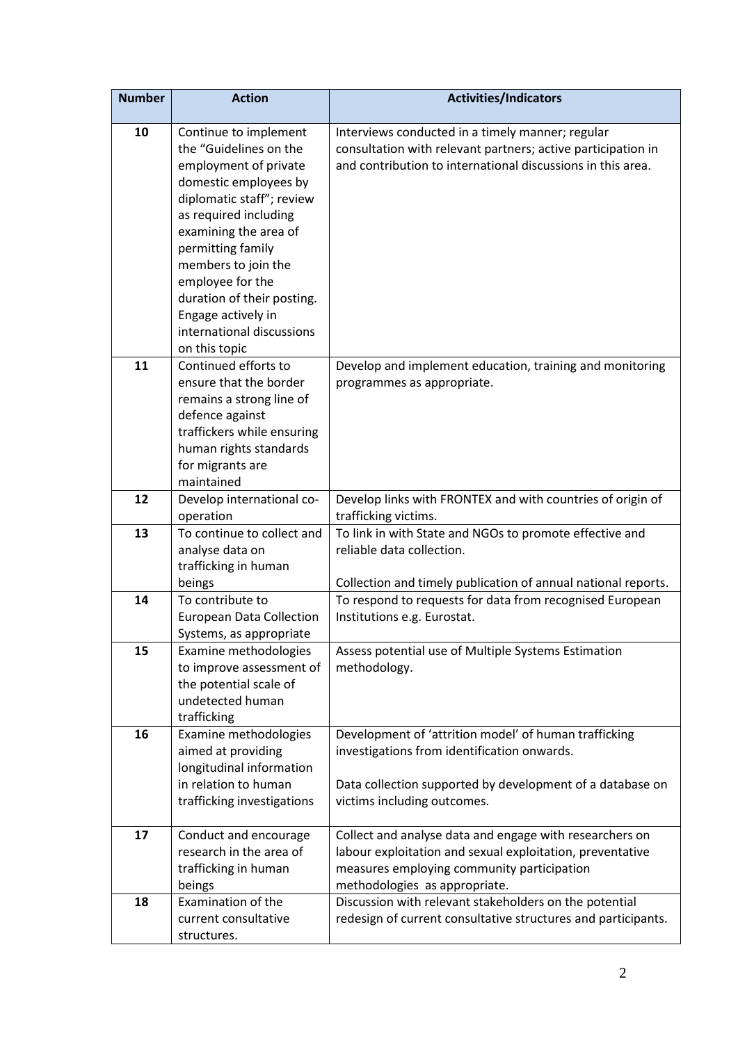| Number | Action | Activities/Indicators |
|---|---|---|
| 10 | Continue to implement the "Guidelines on the employment of private domestic employees by diplomatic staff"; review as required including examining the area of permitting family members to join the employee for the duration of their posting. Engage actively in international discussions on this topic | Interviews conducted in a timely manner; regular consultation with relevant partners; active participation in and contribution to international discussions in this area. |
| 11 | Continued efforts to ensure that the border remains a strong line of defence against traffickers while ensuring human rights standards for migrants are maintained | Develop and implement education, training and monitoring programmes as appropriate. |
| 12 | Develop international co-operation | Develop links with FRONTEX and with countries of origin of trafficking victims. |
| 13 | To continue to collect and analyse data on trafficking in human beings | To link in with State and NGOs to promote effective and reliable data collection.<br><br>Collection and timely publication of annual national reports. |
| 14 | To contribute to European Data Collection Systems, as appropriate | To respond to requests for data from recognised European Institutions e.g. Eurostat. |
| 15 | Examine methodologies to improve assessment of the potential scale of undetected human trafficking | Assess potential use of Multiple Systems Estimation methodology. |
| 16 | Examine methodologies aimed at providing longitudinal information in relation to human trafficking investigations | Development of 'attrition model' of human trafficking investigations from identification onwards.<br><br>Data collection supported by development of a database on victims including outcomes. |
| 17 | Conduct and encourage research in the area of trafficking in human beings | Collect and analyse data and engage with researchers on labour exploitation and sexual exploitation, preventative measures employing community participation methodologies as appropriate. |
| 18 | Examination of the current consultative structures. | Discussion with relevant stakeholders on the potential redesign of current consultative structures and participants. |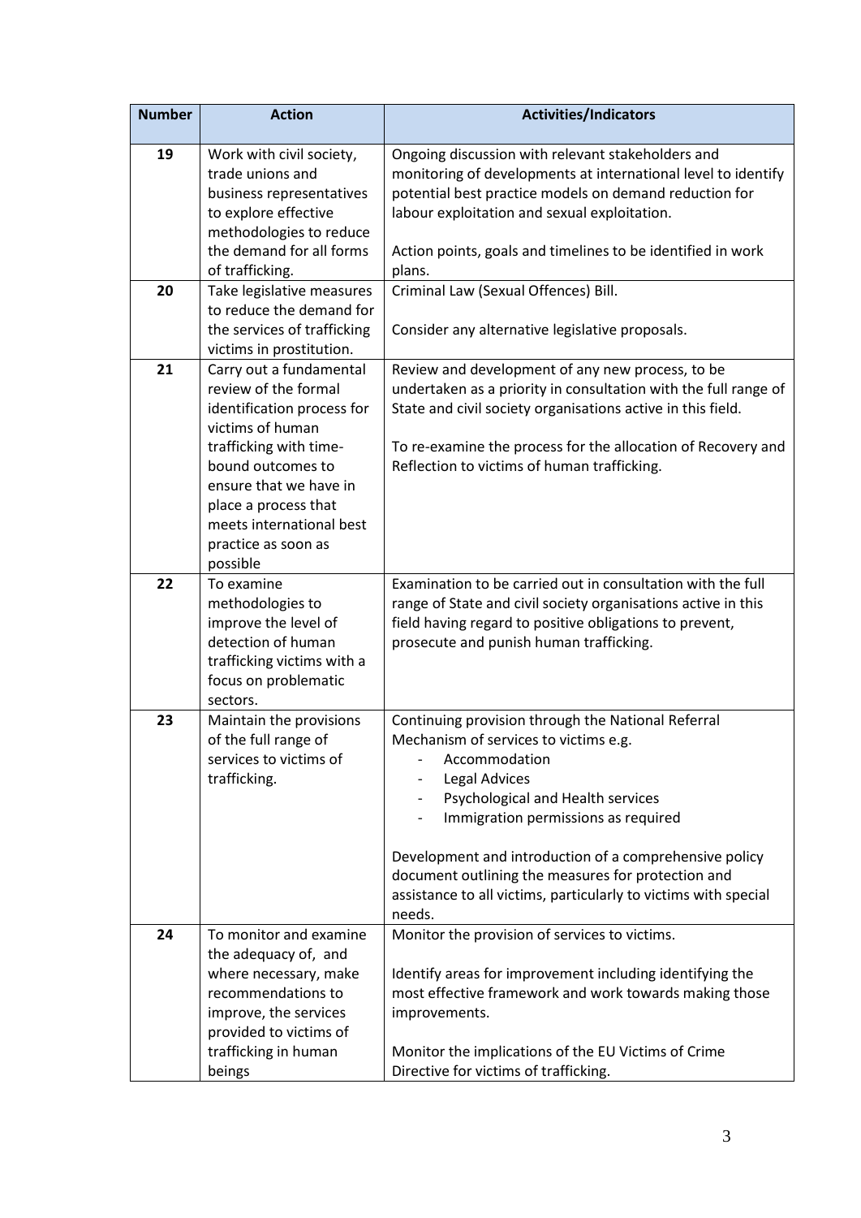| Number | Action | Activities/Indicators |
| --- | --- | --- |
| 19 | Work with civil society, trade unions and business representatives to explore effective methodologies to reduce the demand for all forms of trafficking. | Ongoing discussion with relevant stakeholders and monitoring of developments at international level to identify potential best practice models on demand reduction for labour exploitation and sexual exploitation.<br><br>Action points, goals and timelines to be identified in work plans. |
| 20 | Take legislative measures to reduce the demand for the services of trafficking victims in prostitution. | Criminal Law (Sexual Offences) Bill.<br><br>Consider any alternative legislative proposals. |
| 21 | Carry out a fundamental review of the formal identification process for victims of human trafficking with time-bound outcomes to ensure that we have in place a process that meets international best practice as soon as possible | Review and development of any new process, to be undertaken as a priority in consultation with the full range of State and civil society organisations active in this field.<br><br>To re-examine the process for the allocation of Recovery and Reflection to victims of human trafficking. |
| 22 | To examine methodologies to improve the level of detection of human trafficking victims with a focus on problematic sectors. | Examination to be carried out in consultation with the full range of State and civil society organisations active in this field having regard to positive obligations to prevent, prosecute and punish human trafficking. |
| 23 | Maintain the provisions of the full range of services to victims of trafficking. | Continuing provision through the National Referral Mechanism of services to victims e.g.<br>- Accommodation<br>- Legal Advices<br>- Psychological and Health services<br>- Immigration permissions as required<br><br>Development and introduction of a comprehensive policy document outlining the measures for protection and assistance to all victims, particularly to victims with special needs. |
| 24 | To monitor and examine the adequacy of, and where necessary, make recommendations to improve, the services provided to victims of trafficking in human beings | Monitor the provision of services to victims.<br><br>Identify areas for improvement including identifying the most effective framework and work towards making those improvements.<br><br>Monitor the implications of the EU Victims of Crime Directive for victims of trafficking. |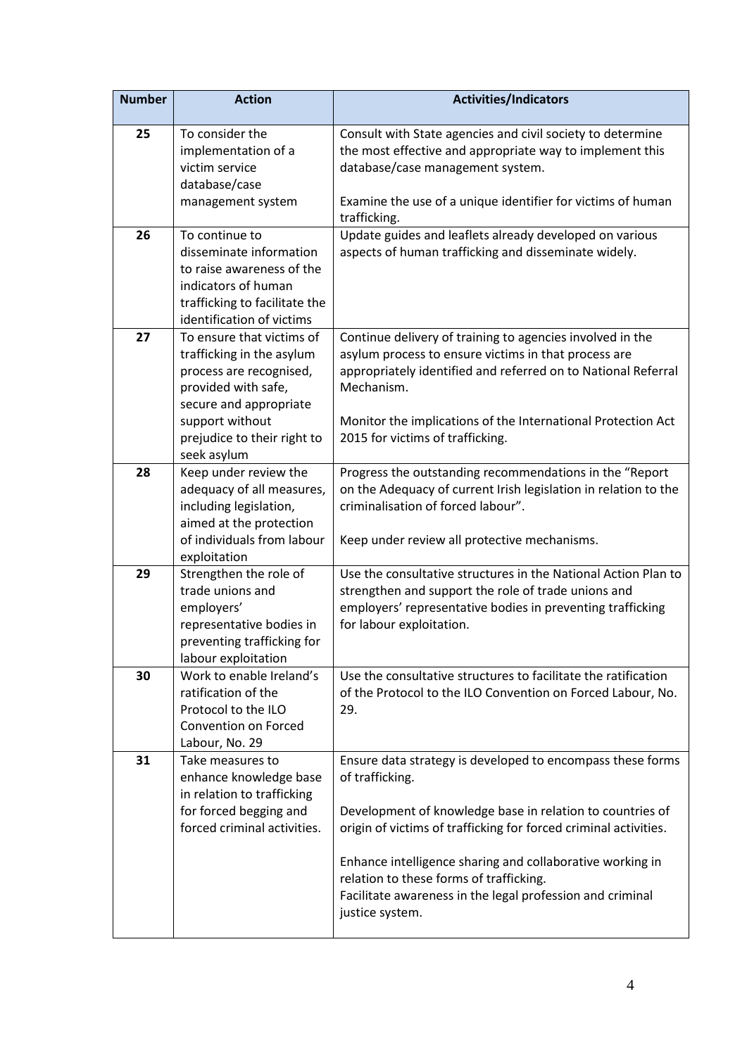| Number | Action | Activities/Indicators |
|---|---|---|
| **25** | To consider the implementation of a victim service database/case management system | Consult with State agencies and civil society to determine the most effective and appropriate way to implement this database/case management system.<br><br>Examine the use of a unique identifier for victims of human trafficking. |
| **26** | To continue to disseminate information to raise awareness of the indicators of human trafficking to facilitate the identification of victims | Update guides and leaflets already developed on various aspects of human trafficking and disseminate widely. |
| **27** | To ensure that victims of trafficking in the asylum process are recognised, provided with safe, secure and appropriate support without prejudice to their right to seek asylum | Continue delivery of training to agencies involved in the asylum process to ensure victims in that process are appropriately identified and referred on to National Referral Mechanism.<br><br>Monitor the implications of the International Protection Act 2015 for victims of trafficking. |
| **28** | Keep under review the adequacy of all measures, including legislation, aimed at the protection of individuals from labour exploitation | Progress the outstanding recommendations in the "Report on the Adequacy of current Irish legislation in relation to the criminalisation of forced labour".<br><br>Keep under review all protective mechanisms. |
| **29** | Strengthen the role of trade unions and employers' representative bodies in preventing trafficking for labour exploitation | Use the consultative structures in the National Action Plan to strengthen and support the role of trade unions and employers' representative bodies in preventing trafficking for labour exploitation. |
| **30** | Work to enable Ireland's ratification of the Protocol to the ILO Convention on Forced Labour, No. 29 | Use the consultative structures to facilitate the ratification of the Protocol to the ILO Convention on Forced Labour, No. 29. |
| **31** | Take measures to enhance knowledge base in relation to trafficking for forced begging and forced criminal activities. | Ensure data strategy is developed to encompass these forms of trafficking.<br><br>Development of knowledge base in relation to countries of origin of victims of trafficking for forced criminal activities.<br><br>Enhance intelligence sharing and collaborative working in relation to these forms of trafficking.<br>Facilitate awareness in the legal profession and criminal justice system. |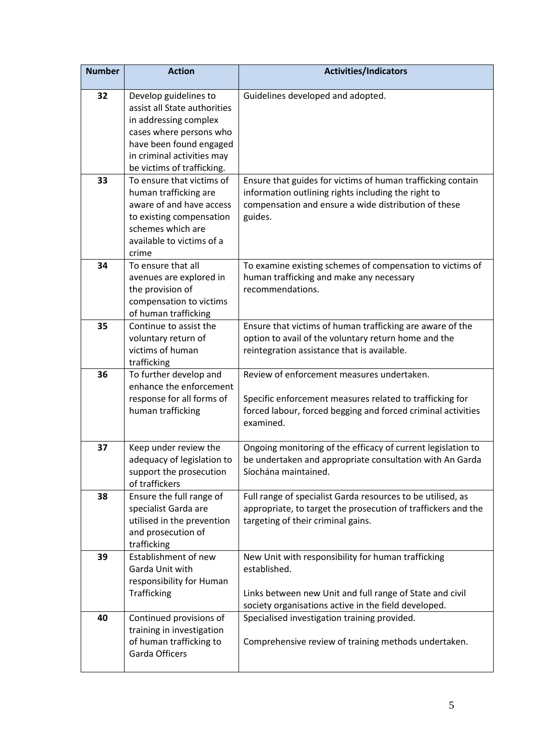| Number | Action | Activities/Indicators |
|---|---|---|
| **32** | Develop guidelines to assist all State authorities in addressing complex cases where persons who have been found engaged in criminal activities may be victims of trafficking. | Guidelines developed and adopted. |
| **33** | To ensure that victims of human trafficking are aware of and have access to existing compensation schemes which are available to victims of a crime | Ensure that guides for victims of human trafficking contain information outlining rights including the right to compensation and ensure a wide distribution of these guides. |
| **34** | To ensure that all avenues are explored in the provision of compensation to victims of human trafficking | To examine existing schemes of compensation to victims of human trafficking and make any necessary recommendations. |
| **35** | Continue to assist the voluntary return of victims of human trafficking | Ensure that victims of human trafficking are aware of the option to avail of the voluntary return home and the reintegration assistance that is available. |
| **36** | To further develop and enhance the enforcement response for all forms of human trafficking | Review of enforcement measures undertaken.<br><br>Specific enforcement measures related to trafficking for forced labour, forced begging and forced criminal activities examined. |
| **37** | Keep under review the adequacy of legislation to support the prosecution of traffickers | Ongoing monitoring of the efficacy of current legislation to be undertaken and appropriate consultation with An Garda Síochána maintained. |
| **38** | Ensure the full range of specialist Garda are utilised in the prevention and prosecution of trafficking | Full range of specialist Garda resources to be utilised, as appropriate, to target the prosecution of traffickers and the targeting of their criminal gains. |
| **39** | Establishment of new Garda Unit with responsibility for Human Trafficking | New Unit with responsibility for human trafficking established.<br><br>Links between new Unit and full range of State and civil society organisations active in the field developed. |
| **40** | Continued provisions of training in investigation of human trafficking to Garda Officers | Specialised investigation training provided.<br><br>Comprehensive review of training methods undertaken. |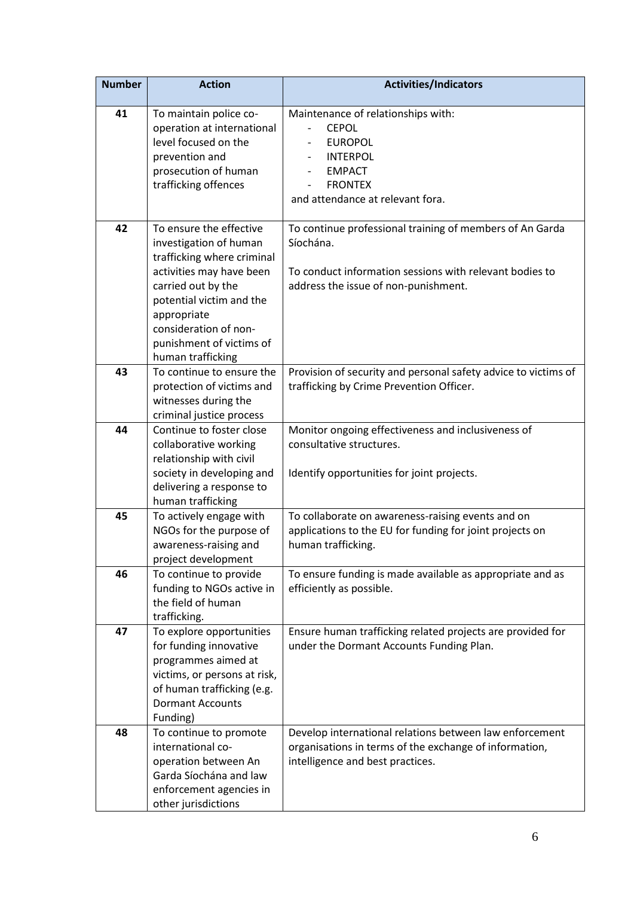| Number | Action | Activities/Indicators |
|---|---|---|
| **41** | To maintain police co-operation at international level focused on the prevention and prosecution of human trafficking offences | Maintenance of relationships with:<br>- CEPOL<br>- EUROPOL<br>- INTERPOL<br>- EMPACT<br>- FRONTEX<br>and attendance at relevant fora. |
| **42** | To ensure the effective investigation of human trafficking where criminal activities may have been carried out by the potential victim and the appropriate consideration of non-punishment of victims of human trafficking | To continue professional training of members of An Garda Síochána.<br><br>To conduct information sessions with relevant bodies to address the issue of non-punishment. |
| **43** | To continue to ensure the protection of victims and witnesses during the criminal justice process | Provision of security and personal safety advice to victims of trafficking by Crime Prevention Officer. |
| **44** | Continue to foster close collaborative working relationship with civil society in developing and delivering a response to human trafficking | Monitor ongoing effectiveness and inclusiveness of consultative structures.<br><br>Identify opportunities for joint projects. |
| **45** | To actively engage with NGOs for the purpose of awareness-raising and project development | To collaborate on awareness-raising events and on applications to the EU for funding for joint projects on human trafficking. |
| **46** | To continue to provide funding to NGOs active in the field of human trafficking. | To ensure funding is made available as appropriate and as efficiently as possible. |
| **47** | To explore opportunities for funding innovative programmes aimed at victims, or persons at risk, of human trafficking (e.g. Dormant Accounts Funding) | Ensure human trafficking related projects are provided for under the Dormant Accounts Funding Plan. |
| **48** | To continue to promote international co-operation between An Garda Síochána and law enforcement agencies in other jurisdictions | Develop international relations between law enforcement organisations in terms of the exchange of information, intelligence and best practices. |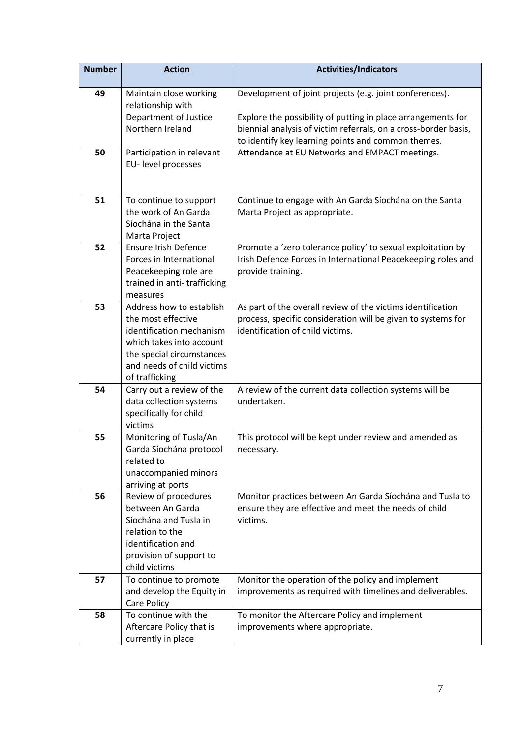| Number | Action | Activities/Indicators |
|---|---|---|
| **49** | Maintain close working relationship with Department of Justice Northern Ireland | Development of joint projects (e.g. joint conferences).<br><br>Explore the possibility of putting in place arrangements for biennial analysis of victim referrals, on a cross-border basis, to identify key learning points and common themes. |
| **50** | Participation in relevant EU- level processes | Attendance at EU Networks and EMPACT meetings. |
| **51** | To continue to support the work of An Garda Síochána in the Santa Marta Project | Continue to engage with An Garda Síochána on the Santa Marta Project as appropriate. |
| **52** | Ensure Irish Defence Forces in International Peacekeeping role are trained in anti- trafficking measures | Promote a 'zero tolerance policy' to sexual exploitation by Irish Defence Forces in International Peacekeeping roles and provide training. |
| **53** | Address how to establish the most effective identification mechanism which takes into account the special circumstances and needs of child victims of trafficking | As part of the overall review of the victims identification process, specific consideration will be given to systems for identification of child victims. |
| **54** | Carry out a review of the data collection systems specifically for child victims | A review of the current data collection systems will be undertaken. |
| **55** | Monitoring of Tusla/An Garda Síochána protocol related to unaccompanied minors arriving at ports | This protocol will be kept under review and amended as necessary. |
| **56** | Review of procedures between An Garda Síochána and Tusla in relation to the identification and provision of support to child victims | Monitor practices between An Garda Síochána and Tusla to ensure they are effective and meet the needs of child victims. |
| **57** | To continue to promote and develop the Equity in Care Policy | Monitor the operation of the policy and implement improvements as required with timelines and deliverables. |
| **58** | To continue with the Aftercare Policy that is currently in place | To monitor the Aftercare Policy and implement improvements where appropriate. |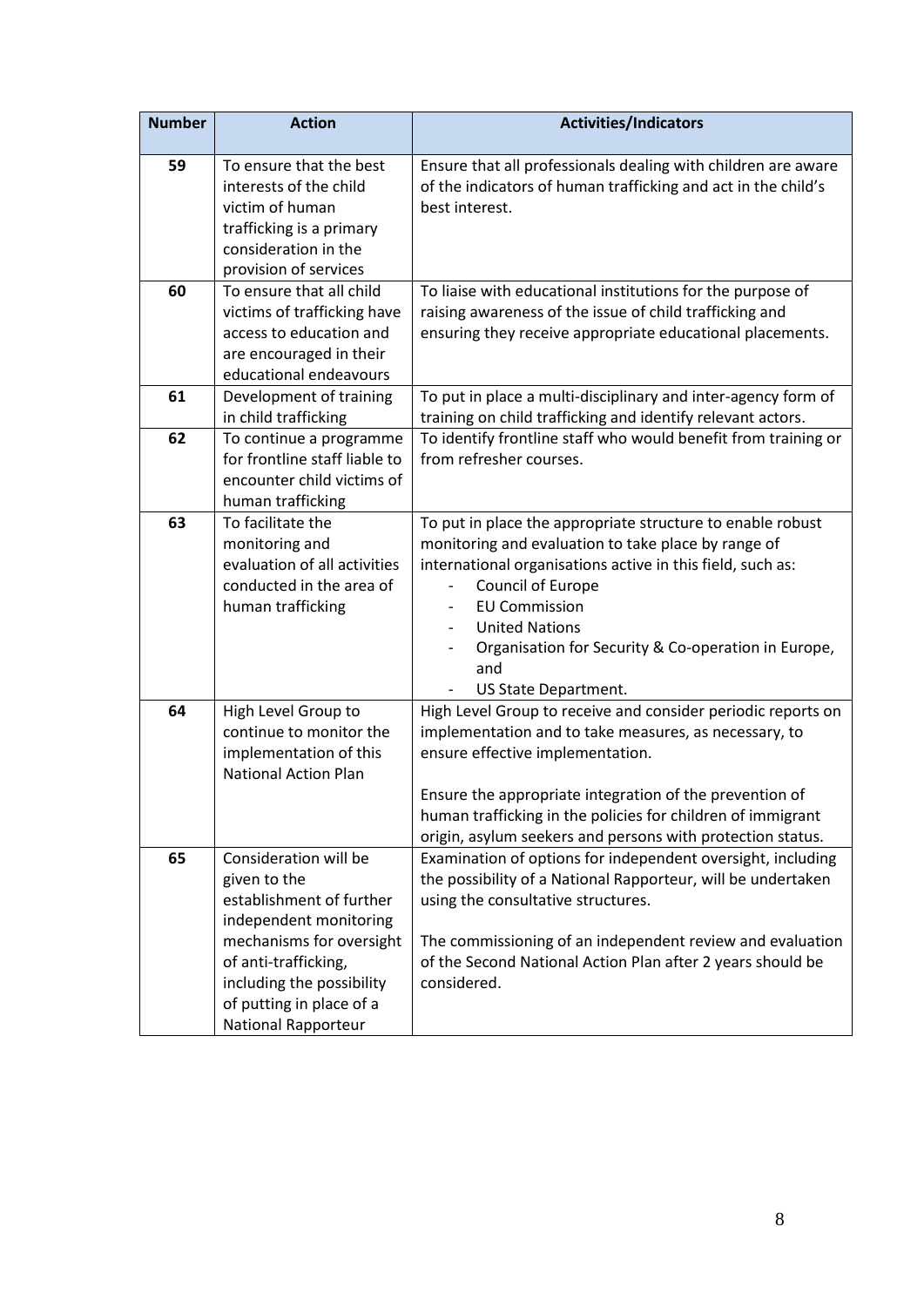| Number | Action | Activities/Indicators |
|---|---|---|
| **59** | To ensure that the best interests of the child victim of human trafficking is a primary consideration in the provision of services | Ensure that all professionals dealing with children are aware of the indicators of human trafficking and act in the child's best interest. |
| **60** | To ensure that all child victims of trafficking have access to education and are encouraged in their educational endeavours | To liaise with educational institutions for the purpose of raising awareness of the issue of child trafficking and ensuring they receive appropriate educational placements. |
| **61** | Development of training in child trafficking | To put in place a multi-disciplinary and inter-agency form of training on child trafficking and identify relevant actors. |
| **62** | To continue a programme for frontline staff liable to encounter child victims of human trafficking | To identify frontline staff who would benefit from training or from refresher courses. |
| **63** | To facilitate the monitoring and evaluation of all activities conducted in the area of human trafficking | To put in place the appropriate structure to enable robust monitoring and evaluation to take place by range of international organisations active in this field, such as: <br>- Council of Europe <br>- EU Commission <br>- United Nations <br>- Organisation for Security & Co-operation in Europe, and <br>- US State Department. |
| **64** | High Level Group to continue to monitor the implementation of this National Action Plan | High Level Group to receive and consider periodic reports on implementation and to take measures, as necessary, to ensure effective implementation. <br><br>Ensure the appropriate integration of the prevention of human trafficking in the policies for children of immigrant origin, asylum seekers and persons with protection status. |
| **65** | Consideration will be given to the establishment of further independent monitoring mechanisms for oversight of anti-trafficking, including the possibility of putting in place of a National Rapporteur | Examination of options for independent oversight, including the possibility of a National Rapporteur, will be undertaken using the consultative structures. <br><br>The commissioning of an independent review and evaluation of the Second National Action Plan after 2 years should be considered. |